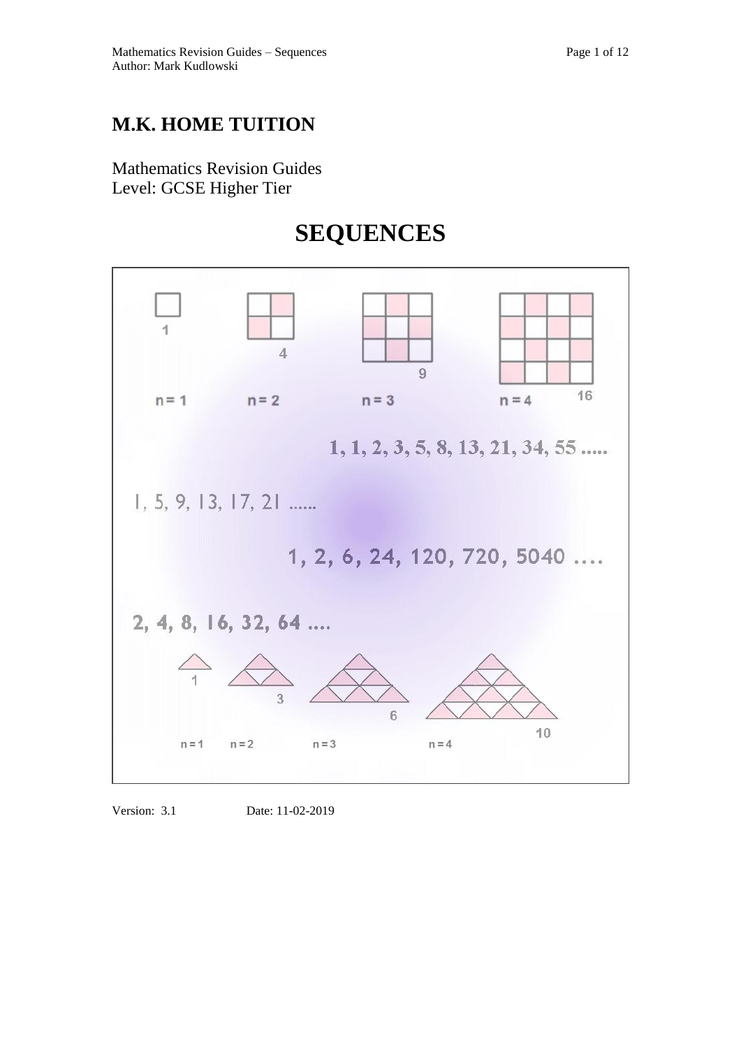# M.K. HOME TUITION

Mathematics Revision Guides
Level: GCSE Higher Tier

# SEQUENCES

1

4

9

16

n = 1 n = 2 n = 3 n = 4

1, 1, 2, 3, 5, 8, 13, 21, 34, 55 .....

1, 5, 9, 13, 17, 21 ......

1, 2, 6, 24, 120, 720, 5040 ....

2, 4, 8, 16, 32, 64 ....

1

3

6

10

n = 1 n = 2 n = 3 n = 4

Version: 3.1 Date: 11-02-2019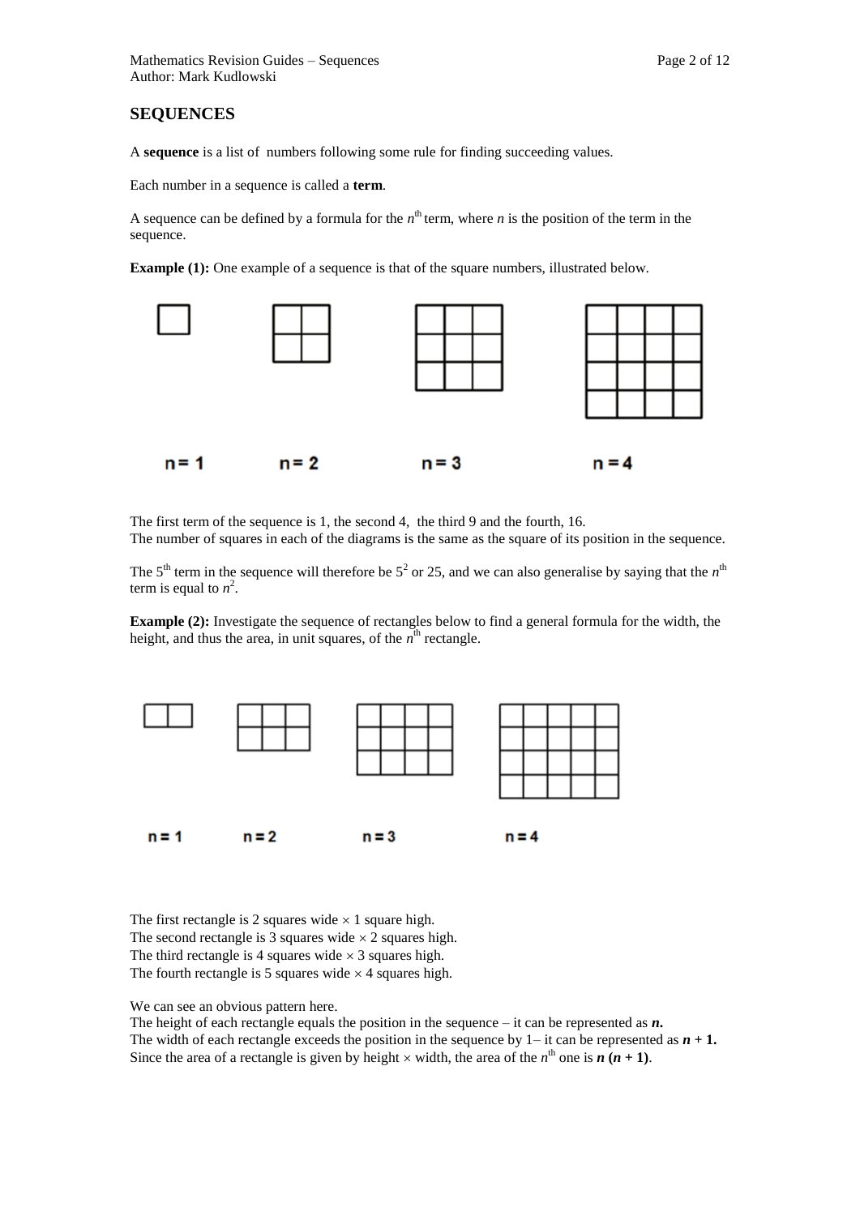## SEQUENCES

A **sequence** is a list of numbers following some rule for finding succeeding values.

Each number in a sequence is called a **term**.

A sequence can be defined by a formula for the $n^{th}$ term, where $n$ is the position of the term in the sequence.

**Example (1):** One example of a sequence is that of the square numbers, illustrated below.

n = 1 n = 2 n = 3 n = 4

The first term of the sequence is 1, the second 4, the third 9 and the fourth, 16.
The number of squares in each of the diagrams is the same as the square of its position in the sequence.

The $5^{th}$ term in the sequence will therefore be $5^2$ or 25, and we can also generalise by saying that the $n^{th}$ term is equal to $n^2$.

**Example (2):** Investigate the sequence of rectangles below to find a general formula for the width, the height, and thus the area, in unit squares, of the $n^{th}$ rectangle.

n = 1 n = 2 n = 3 n = 4

The first rectangle is 2 squares wide × 1 square high.
The second rectangle is 3 squares wide × 2 squares high.
The third rectangle is 4 squares wide × 3 squares high.
The fourth rectangle is 5 squares wide × 4 squares high.

We can see an obvious pattern here.
The height of each rectangle equals the position in the sequence – it can be represented as $\boldsymbol{n}$.
The width of each rectangle exceeds the position in the sequence by 1– it can be represented as $\boldsymbol{n + 1}$.
Since the area of a rectangle is given by height × width, the area of the $n^{th}$ one is $\boldsymbol{n(n + 1)}$.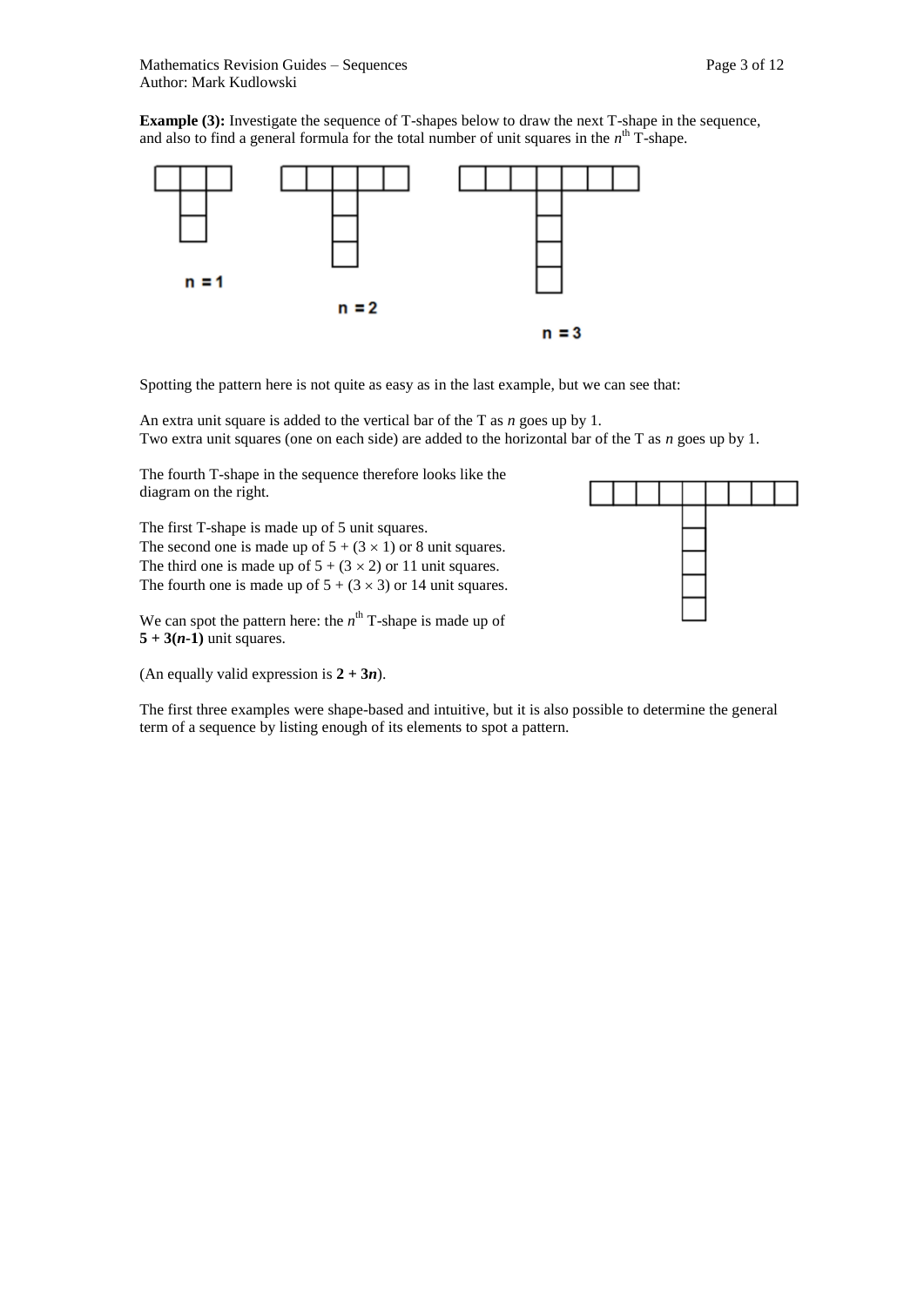**Example (3):** Investigate the sequence of T-shapes below to draw the next T-shape in the sequence, and also to find a general formula for the total number of unit squares in the $n^{th}$ T-shape.

n = 1

n = 2

n = 3

Spotting the pattern here is not quite as easy as in the last example, but we can see that:

An extra unit square is added to the vertical bar of the T as $n$ goes up by 1.
Two extra unit squares (one on each side) are added to the horizontal bar of the T as $n$ goes up by 1.

The fourth T-shape in the sequence therefore looks like the diagram on the right.

The first T-shape is made up of 5 unit squares.
The second one is made up of $5 + (3 \times 1)$ or 8 unit squares.
The third one is made up of $5 + (3 \times 2)$ or 11 unit squares.
The fourth one is made up of $5 + (3 \times 3)$ or 14 unit squares.

We can spot the pattern here: the $n^{th}$ T-shape is made up of $\mathbf{5 + 3(n-1)}$ unit squares.

(An equally valid expression is $\mathbf{2 + 3n}$).

The first three examples were shape-based and intuitive, but it is also possible to determine the general term of a sequence by listing enough of its elements to spot a pattern.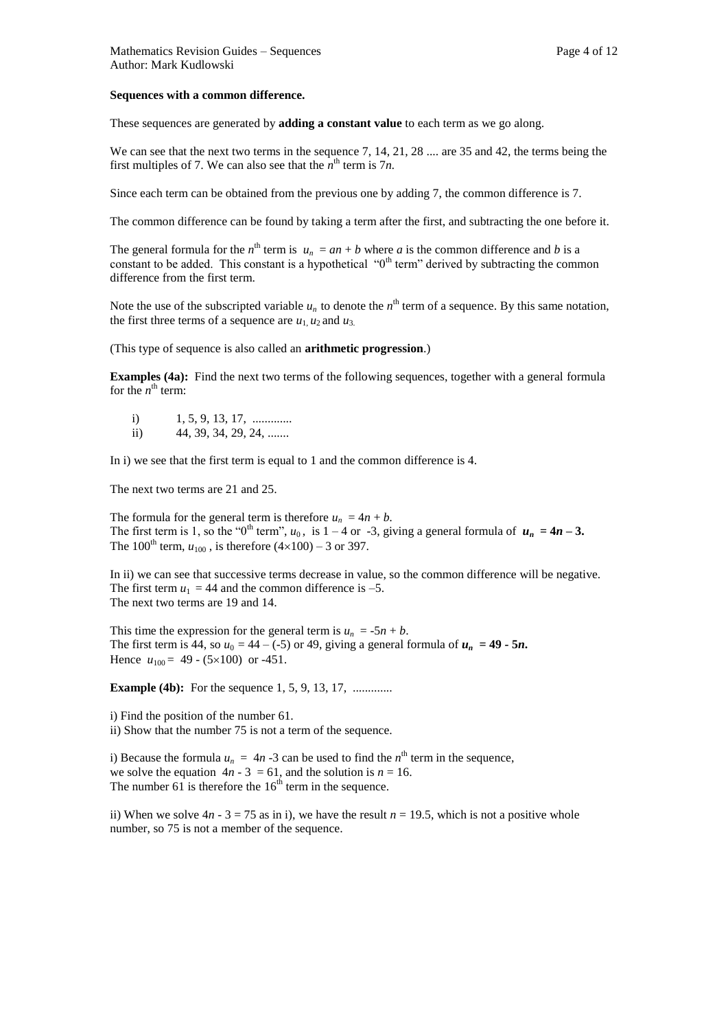**Sequences with a common difference.**

These sequences are generated by **adding a constant value** to each term as we go along.

We can see that the next two terms in the sequence 7, 14, 21, 28 .... are 35 and 42, the terms being the first multiples of 7. We can also see that the $n^{th}$ term is $7n$.

Since each term can be obtained from the previous one by adding 7, the common difference is 7.

The common difference can be found by taking a term after the first, and subtracting the one before it.

The general formula for the $n^{th}$ term is $u_n = an + b$ where $a$ is the common difference and $b$ is a constant to be added. This constant is a hypothetical "$0^{th}$ term" derived by subtracting the common difference from the first term.

Note the use of the subscripted variable $u_n$ to denote the $n^{th}$ term of a sequence. By this same notation, the first three terms of a sequence are $u_1$, $u_2$ and $u_3$.

(This type of sequence is also called an **arithmetic progression**.)

**Examples (4a):** Find the next two terms of the following sequences, together with a general formula for the $n^{th}$ term:

i) 1, 5, 9, 13, 17, .............
ii) 44, 39, 34, 29, 24, .......

In i) we see that the first term is equal to 1 and the common difference is 4.

The next two terms are 21 and 25.

The formula for the general term is therefore $u_n = 4n + b$.
The first term is 1, so the "$0^{th}$ term", $u_0$, is $1 - 4$ or $-3$, giving a general formula of $\boldsymbol{u_n = 4n - 3}$.
The $100^{th}$ term, $u_{100}$, is therefore $(4 \times 100) - 3$ or 397.

In ii) we can see that successive terms decrease in value, so the common difference will be negative.
The first term $u_1 = 44$ and the common difference is $-5$.
The next two terms are 19 and 14.

This time the expression for the general term is $u_n = -5n + b$.
The first term is 44, so $u_0 = 44 - (-5)$ or 49, giving a general formula of $\boldsymbol{u_n = 49 - 5n}$.
Hence $u_{100} = 49 - (5 \times 100)$ or $-451$.

**Example (4b):** For the sequence 1, 5, 9, 13, 17, .............

i) Find the position of the number 61.
ii) Show that the number 75 is not a term of the sequence.

i) Because the formula $u_n = 4n - 3$ can be used to find the $n^{th}$ term in the sequence, we solve the equation $4n - 3 = 61$, and the solution is $n = 16$.
The number 61 is therefore the $16^{th}$ term in the sequence.

ii) When we solve $4n - 3 = 75$ as in i), we have the result $n = 19.5$, which is not a positive whole number, so 75 is not a member of the sequence.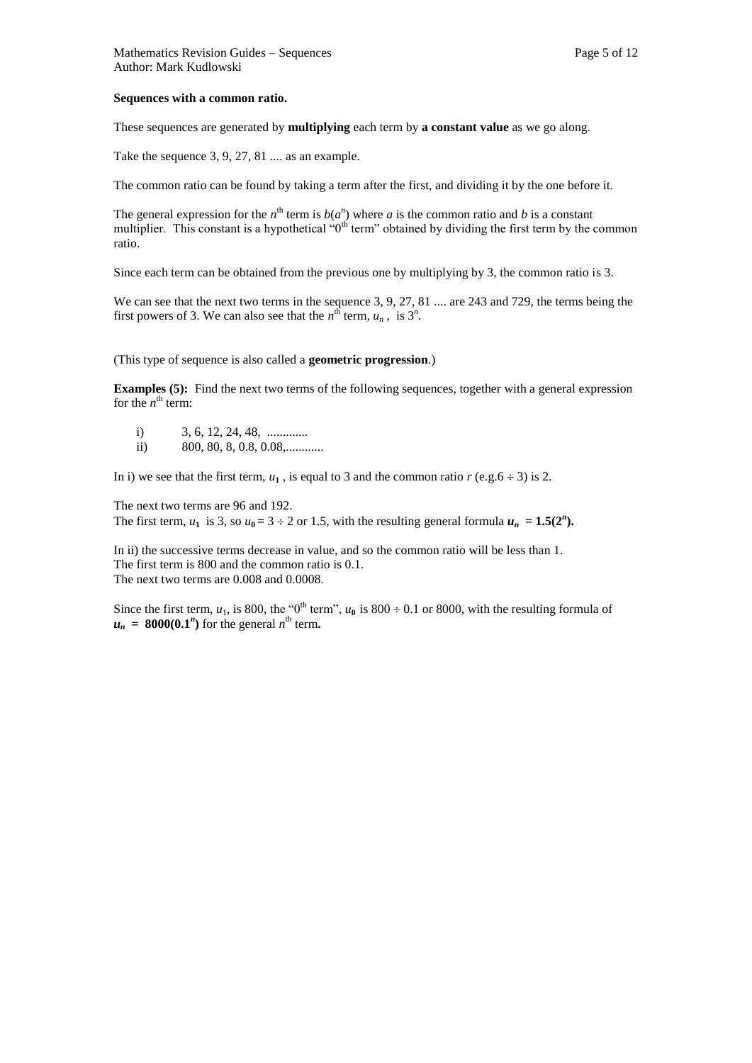**Sequences with a common ratio.**

These sequences are generated by **multiplying** each term by **a constant value** as we go along.

Take the sequence 3, 9, 27, 81 .... as an example.

The common ratio can be found by taking a term after the first, and dividing it by the one before it.

The general expression for the $n^{\text{th}}$ term is $b(a^n)$ where $a$ is the common ratio and $b$ is a constant multiplier. This constant is a hypothetical "$0^{\text{th}}$ term" obtained by dividing the first term by the common ratio.

Since each term can be obtained from the previous one by multiplying by 3, the common ratio is 3.

We can see that the next two terms in the sequence 3, 9, 27, 81 .... are 243 and 729, the terms being the first powers of 3. We can also see that the $n^{\text{th}}$ term, $u_n$ , is $3^n$.

(This type of sequence is also called a **geometric progression**.)

**Examples (5):** Find the next two terms of the following sequences, together with a general expression for the $n^{\text{th}}$ term:

i) 3, 6, 12, 24, 48, .............

ii) 800, 80, 8, 0.8, 0.08,............

In i) we see that the first term, $u_1$ , is equal to 3 and the common ratio $r$ (e.g.$6 \div 3$) is 2.

The next two terms are 96 and 192.
The first term, $u_1$ is 3, so $u_0 = 3 \div 2$ or 1.5, with the resulting general formula $\boldsymbol{u_n = 1.5(2^n)}$**.**

In ii) the successive terms decrease in value, and so the common ratio will be less than 1.
The first term is 800 and the common ratio is 0.1.
The next two terms are 0.008 and 0.0008.

Since the first term, $u_1$, is 800, the "$0^{\text{th}}$ term", $u_0$ is $800 \div 0.1$ or 8000, with the resulting formula of $\boldsymbol{u_n = 8000(0.1^n)}$ for the general $n^{\text{th}}$ term**.**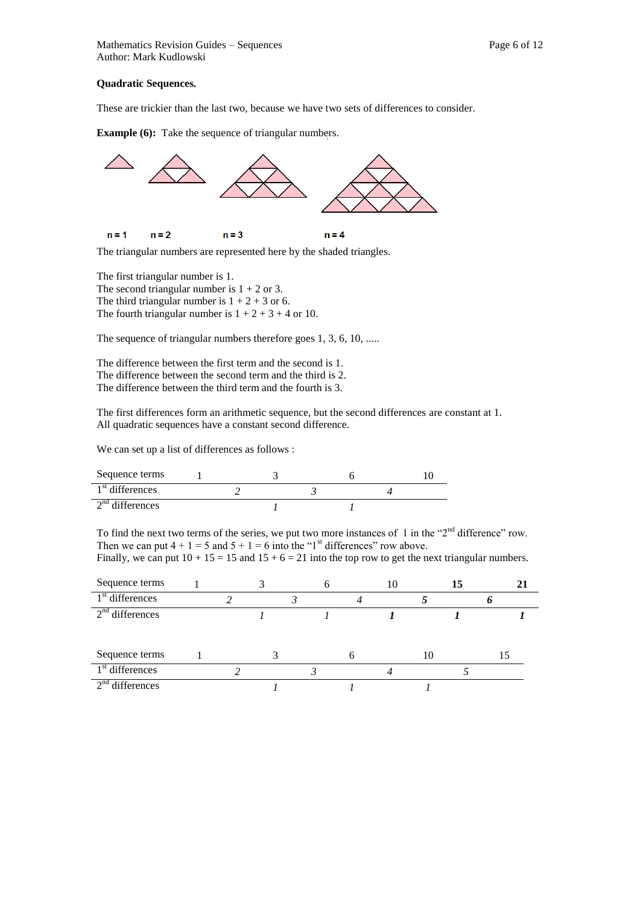**Quadratic Sequences.**

These are trickier than the last two, because we have two sets of differences to consider.

**Example (6):** Take the sequence of triangular numbers.

n = 1 n = 2 n = 3 n = 4

The triangular numbers are represented here by the shaded triangles.

The first triangular number is 1.
The second triangular number is 1 + 2 or 3.
The third triangular number is 1 + 2 + 3 or 6.
The fourth triangular number is 1 + 2 + 3 + 4 or 10.

The sequence of triangular numbers therefore goes 1, 3, 6, 10, .....

The difference between the first term and the second is 1.
The difference between the second term and the third is 2.
The difference between the third term and the fourth is 3.

The first differences form an arithmetic sequence, but the second differences are constant at 1.
All quadratic sequences have a constant second difference.

We can set up a list of differences as follows :

| | | | | | | | |
|---|---|---|---|---|---|---|---|
| Sequence terms | 1 | | 3 | | 6 | | 10 |
| 1[st] differences | | *2* | | *3* | | *4* | |
| 2[nd] differences | | | *1* | | *1* | | |

To find the next two terms of the series, we put two more instances of 1 in the "2[nd] difference" row.
Then we can put 4 + 1 = 5 and 5 + 1 = 6 into the "1[st] differences" row above.
Finally, we can put 10 + 15 = 15 and 15 + 6 = 21 into the top row to get the next triangular numbers.

| | | | | | | | | | | | |
|---|---|---|---|---|---|---|---|---|---|---|---|
| Sequence terms | 1 | | 3 | | 6 | | 10 | | **15** | | **21** |
| 1[st] differences | | *2* | | *3* | | *4* | | ***5*** | | ***6*** | |
| 2[nd] differences | | | *1* | | *1* | | ***1*** | | ***1*** | | ***1*** |

| | | | | | | | | | |
|---|---|---|---|---|---|---|---|---|---|
| Sequence terms | 1 | | 3 | | 6 | | 10 | | 15 |
| 1[st] differences | | *2* | | *3* | | *4* | | *5* | |
| 2[nd] differences | | | *1* | | *1* | | *1* | | |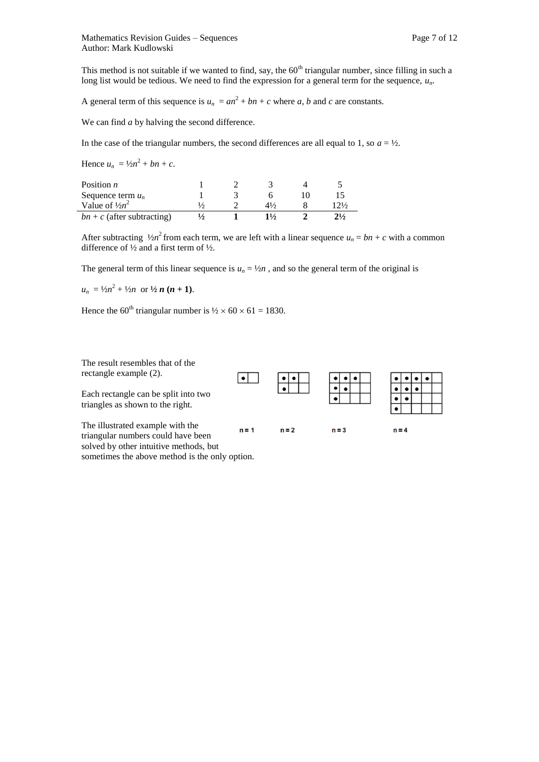This method is not suitable if we wanted to find, say, the 60th triangular number, since filling in such a long list would be tedious. We need to find the expression for a general term for the sequence, $u_n$.

A general term of this sequence is $u_n = an^2 + bn + c$ where $a$, $b$ and $c$ are constants.

We can find $a$ by halving the second difference.

In the case of the triangular numbers, the second differences are all equal to 1, so $a = ½$.

Hence $u_n = ½n^2 + bn + c$.

| | | | | | |
|---|---|---|---|---|---|
| Position $n$ | 1 | 2 | 3 | 4 | 5 |
| Sequence term $u_n$ | 1 | 3 | 6 | 10 | 15 |
| Value of $½n^2$ | ½ | 2 | 4½ | 8 | 12½ |
| $bn + c$ (after subtracting) | **½** | **1** | **1½** | **2** | **2½** |

After subtracting $½n^2$ from each term, we are left with a linear sequence $u_n = bn + c$ with a common difference of ½ and a first term of ½.

The general term of this linear sequence is $u_n = ½n$ , and so the general term of the original is

$u_n = ½n^2 + ½n$ or $\mathbf{½\, n\, (n + 1)}$.

Hence the 60th triangular number is $½ \times 60 \times 61 = 1830$.

The result resembles that of the rectangle example (2).

Each rectangle can be split into two triangles as shown to the right.

The illustrated example with the triangular numbers could have been solved by other intuitive methods, but sometimes the above method is the only option.

n = 1

n = 2

n = 3

n = 4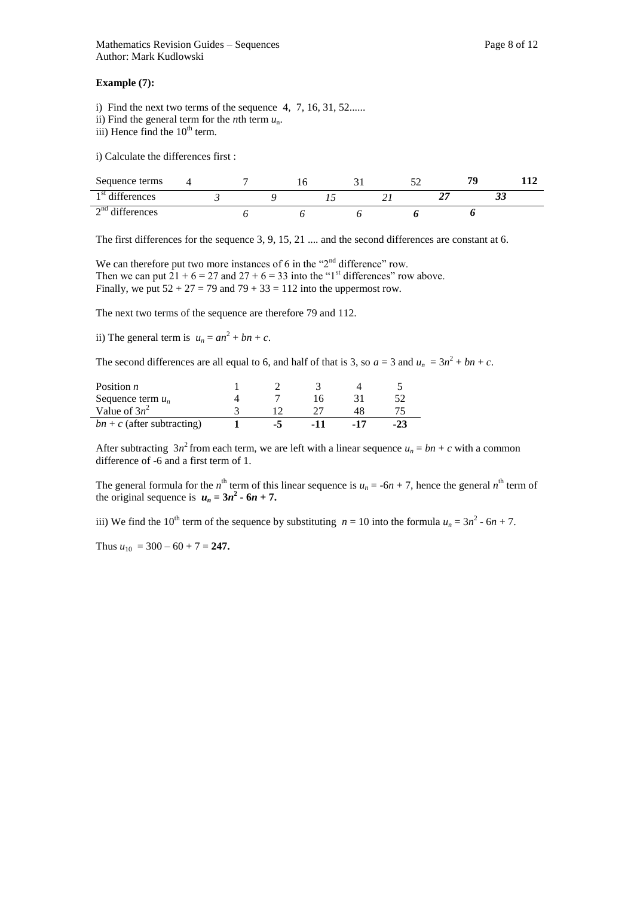**Example (7):**

i) Find the next two terms of the sequence 4, 7, 16, 31, 52......
ii) Find the general term for the *n*th term $u_n$.
iii) Hence find the $10^{th}$ term.

i) Calculate the differences first :

| | | | | | | | | | | | | | |
|---|---|---|---|---|---|---|---|---|---|---|---|---|---|
| Sequence terms | 4 | | 7 | | 16 | | 31 | | 52 | | **79** | | **112** |
| $1^{st}$ differences | | *3* | | *9* | | *15* | | *21* | | ***27*** | | ***33*** | |
| $2^{nd}$ differences | | | *6* | | *6* | | *6* | | ***6*** | | ***6*** | | |

The first differences for the sequence 3, 9, 15, 21 .... and the second differences are constant at 6.

We can therefore put two more instances of 6 in the "$2^{nd}$ difference" row.
Then we can put $21 + 6 = 27$ and $27 + 6 = 33$ into the "$1^{st}$ differences" row above.
Finally, we put $52 + 27 = 79$ and $79 + 33 = 112$ into the uppermost row.

The next two terms of the sequence are therefore 79 and 112.

ii) The general term is $u_n = an^2 + bn + c$.

The second differences are all equal to 6, and half of that is 3, so $a = 3$ and $u_n = 3n^2 + bn + c$.

| | | | | | |
|---|---|---|---|---|---|
| Position $n$ | 1 | 2 | 3 | 4 | 5 |
| Sequence term $u_n$ | 4 | 7 | 16 | 31 | 52 |
| Value of $3n^2$ | 3 | 12 | 27 | 48 | 75 |
| $bn + c$ (after subtracting) | **1** | **-5** | **-11** | **-17** | **-23** |

After subtracting $3n^2$ from each term, we are left with a linear sequence $u_n = bn + c$ with a common difference of -6 and a first term of 1.

The general formula for the $n^{th}$ term of this linear sequence is $u_n = -6n + 7$, hence the general $n^{th}$ term of the original sequence is $\boldsymbol{u_n = 3n^2 - 6n + 7}$.

iii) We find the $10^{th}$ term of the sequence by substituting $n = 10$ into the formula $u_n = 3n^2 - 6n + 7$.

Thus $u_{10} = 300 - 60 + 7 =$ **247.**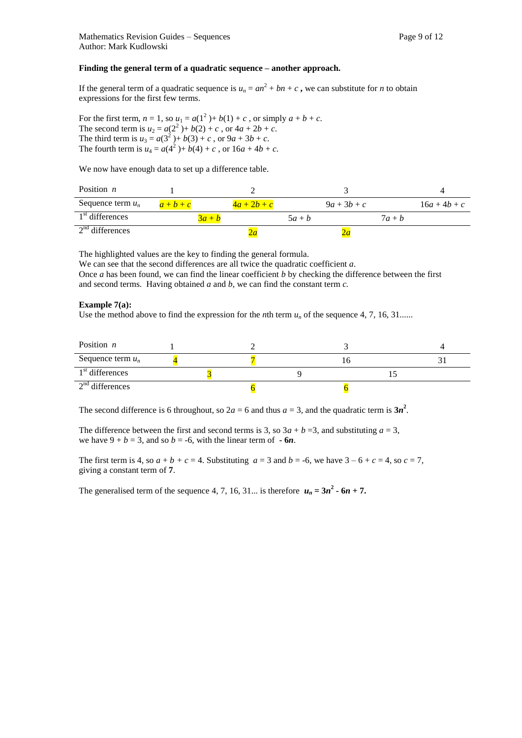### Finding the general term of a quadratic sequence – another approach.

If the general term of a quadratic sequence is $u_n = an^2 + bn + c$, we can substitute for $n$ to obtain expressions for the first few terms.

For the first term, $n = 1$, so $u_1 = a(1^2) + b(1) + c$, or simply $a + b + c$.
The second term is $u_2 = a(2^2) + b(2) + c$, or $4a + 2b + c$.
The third term is $u_3 = a(3^2) + b(3) + c$, or $9a + 3b + c$.
The fourth term is $u_4 = a(4^2) + b(4) + c$, or $16a + 4b + c$.

We now have enough data to set up a difference table.

| Position $n$ | 1 | | 2 | | 3 | | 4 |
|---|---|---|---|---|---|---|---|
| Sequence term $u_n$ | $a + b + c$ | | $4a + 2b + c$ | | $9a + 3b + c$ | | $16a + 4b + c$ |
| 1st differences | | $3a + b$ | | $5a + b$ | | $7a + b$ | |
| 2nd differences | | | $2a$ | | $2a$ | | |

The highlighted values are the key to finding the general formula.
We can see that the second differences are all twice the quadratic coefficient $a$.
Once $a$ has been found, we can find the linear coefficient $b$ by checking the difference between the first and second terms. Having obtained $a$ and $b$, we can find the constant term $c$.

**Example 7(a):**
Use the method above to find the expression for the $n$th term $u_n$ of the sequence 4, 7, 16, 31......

| Position $n$ | 1 | | 2 | | 3 | | 4 |
|---|---|---|---|---|---|---|---|
| Sequence term $u_n$ | 4 | | 7 | | 16 | | 31 |
| 1st differences | | 3 | | 9 | | 15 | |
| 2nd differences | | | 6 | | 6 | | |

The second difference is 6 throughout, so $2a = 6$ and thus $a = 3$, and the quadratic term is $\mathbf{3n^2}$.

The difference between the first and second terms is 3, so $3a + b = 3$, and substituting $a = 3$, we have $9 + b = 3$, and so $b = -6$, with the linear term of $\mathbf{-6n}$.

The first term is 4, so $a + b + c = 4$. Substituting $a = 3$ and $b = -6$, we have $3 - 6 + c = 4$, so $c = 7$, giving a constant term of **7**.

The generalised term of the sequence 4, 7, 16, 31... is therefore $\mathbf{u_n = 3n^2 - 6n + 7}$.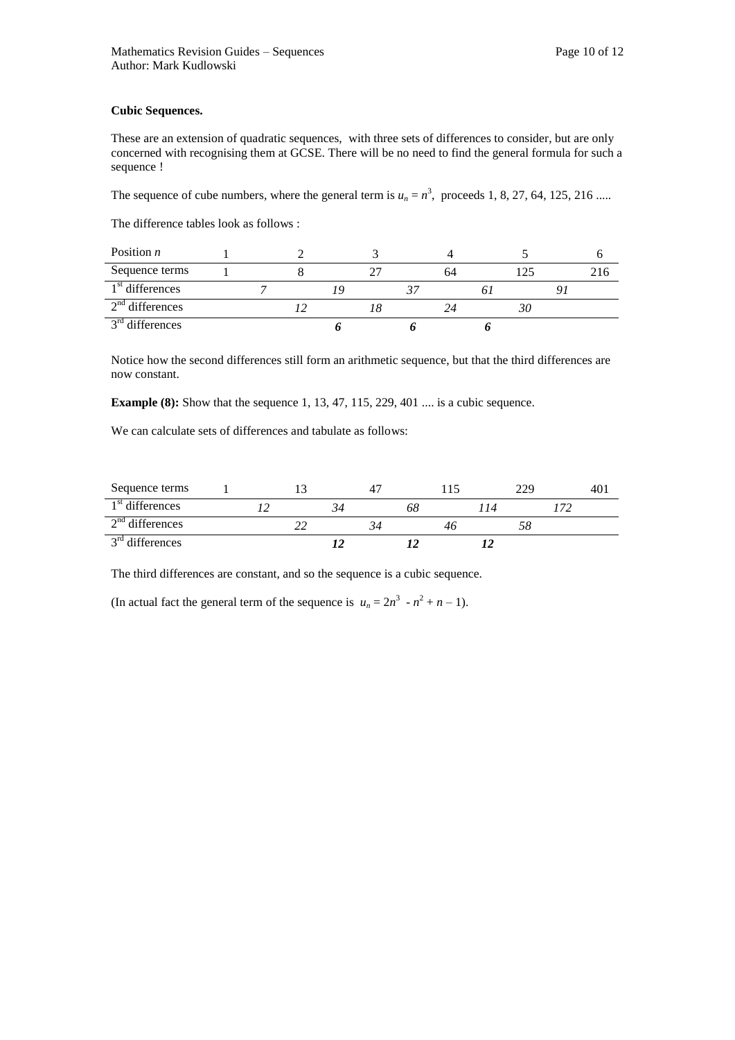**Cubic Sequences.**

These are an extension of quadratic sequences, with three sets of differences to consider, but are only concerned with recognising them at GCSE. There will be no need to find the general formula for such a sequence !

The sequence of cube numbers, where the general term is $u_n = n^3$, proceeds 1, 8, 27, 64, 125, 216 .....

The difference tables look as follows :

| Position $n$ | 1 | | 2 | | 3 | | 4 | | 5 | | 6 |
|---|---|---|---|---|---|---|---|---|---|---|---|
| Sequence terms | 1 | | 8 | | 27 | | 64 | | 125 | | 216 |
| 1st differences | | *7* | | *19* | | *37* | | *61* | | *91* | |
| 2nd differences | | | *12* | | *18* | | *24* | | *30* | | |
| 3rd differences | | | | ***6*** | | ***6*** | | ***6*** | | | |

Notice how the second differences still form an arithmetic sequence, but that the third differences are now constant.

**Example (8):** Show that the sequence 1, 13, 47, 115, 229, 401 .... is a cubic sequence.

We can calculate sets of differences and tabulate as follows:

| Sequence terms | 1 | | 13 | | 47 | | 115 | | 229 | | 401 |
|---|---|---|---|---|---|---|---|---|---|---|---|
| 1st differences | | *12* | | *34* | | *68* | | *114* | | *172* | |
| 2nd differences | | | *22* | | *34* | | *46* | | *58* | | |
| 3rd differences | | | | ***12*** | | ***12*** | | ***12*** | | | |

The third differences are constant, and so the sequence is a cubic sequence.

(In actual fact the general term of the sequence is $u_n = 2n^3 - n^2 + n - 1$).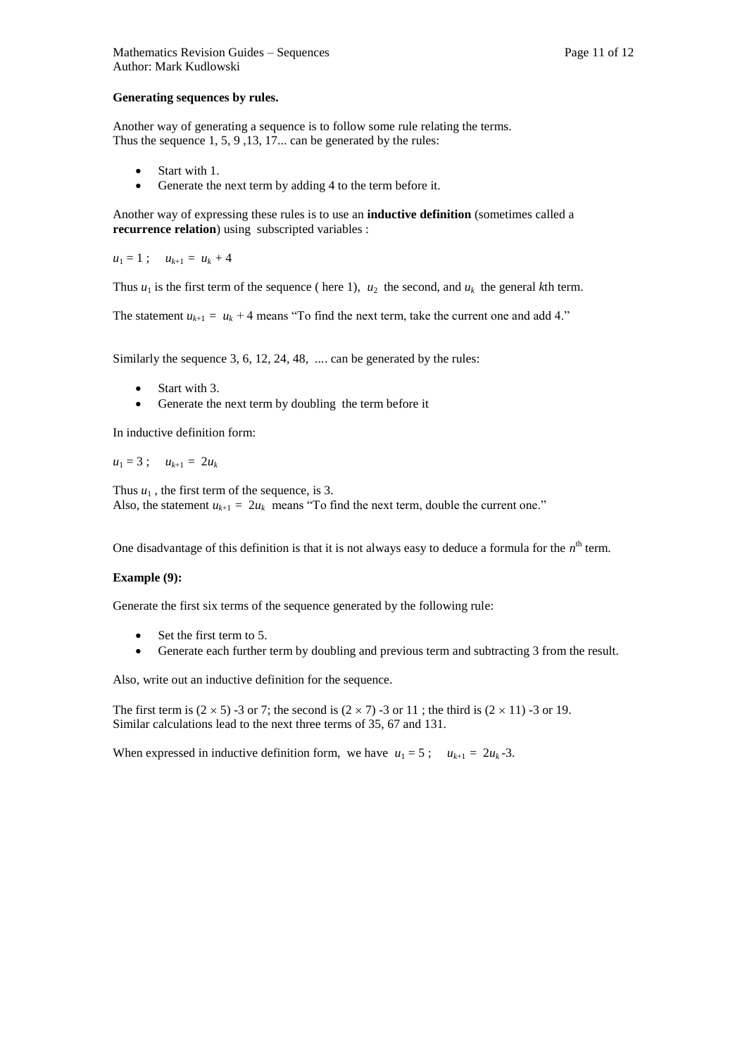**Generating sequences by rules.**

Another way of generating a sequence is to follow some rule relating the terms.
Thus the sequence 1, 5, 9 ,13, 17... can be generated by the rules:

- Start with 1.
- Generate the next term by adding 4 to the term before it.

Another way of expressing these rules is to use an **inductive definition** (sometimes called a **recurrence relation**) using subscripted variables :

$u_1 = 1$ ; $\quad u_{k+1} = u_k + 4$

Thus $u_1$ is the first term of the sequence ( here 1), $u_2$ the second, and $u_k$ the general $k$th term.

The statement $u_{k+1} = u_k + 4$ means "To find the next term, take the current one and add 4."

Similarly the sequence 3, 6, 12, 24, 48, .... can be generated by the rules:

- Start with 3.
- Generate the next term by doubling the term before it

In inductive definition form:

$u_1 = 3$ ; $\quad u_{k+1} = 2u_k$

Thus $u_1$ , the first term of the sequence, is 3.
Also, the statement $u_{k+1} = 2u_k$ means "To find the next term, double the current one."

One disadvantage of this definition is that it is not always easy to deduce a formula for the $n^{\text{th}}$ term.

**Example (9):**

Generate the first six terms of the sequence generated by the following rule:

- Set the first term to 5.
- Generate each further term by doubling and previous term and subtracting 3 from the result.

Also, write out an inductive definition for the sequence.

The first term is $(2 \times 5)$ -3 or 7; the second is $(2 \times 7)$ -3 or 11 ; the third is $(2 \times 11)$ -3 or 19.
Similar calculations lead to the next three terms of 35, 67 and 131.

When expressed in inductive definition form, we have $u_1 = 5$ ; $\quad u_{k+1} = 2u_k - 3$.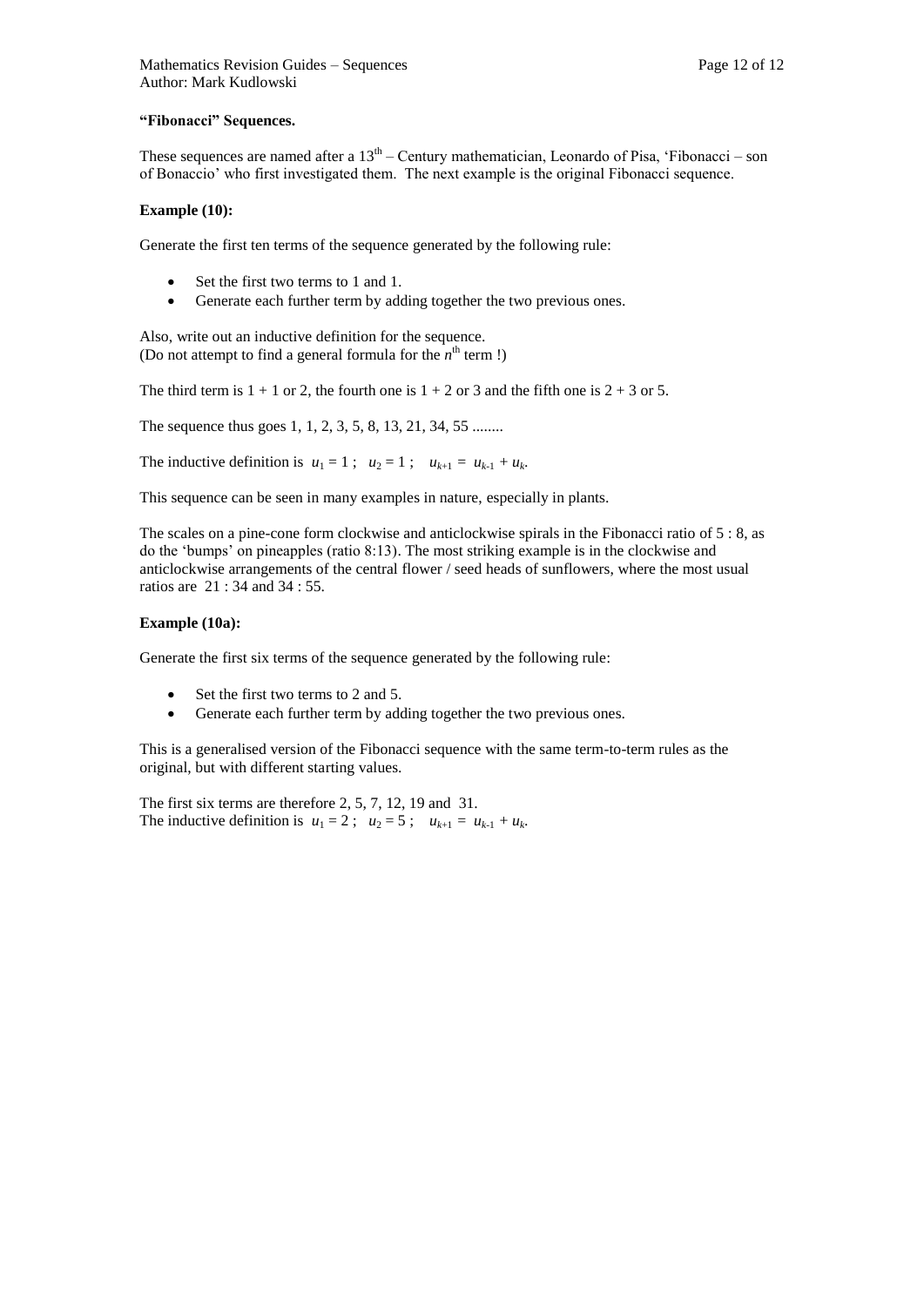### "Fibonacci" Sequences.

These sequences are named after a $13^{th}$ – Century mathematician, Leonardo of Pisa, 'Fibonacci – son of Bonaccio' who first investigated them. The next example is the original Fibonacci sequence.

**Example (10):**

Generate the first ten terms of the sequence generated by the following rule:

- Set the first two terms to 1 and 1.
- Generate each further term by adding together the two previous ones.

Also, write out an inductive definition for the sequence.
(Do not attempt to find a general formula for the $n^{th}$ term !)

The third term is 1 + 1 or 2, the fourth one is 1 + 2 or 3 and the fifth one is 2 + 3 or 5.

The sequence thus goes 1, 1, 2, 3, 5, 8, 13, 21, 34, 55 ........

The inductive definition is $u_1 = 1$ ; $u_2 = 1$ ; $u_{k+1} = u_{k-1} + u_k$.

This sequence can be seen in many examples in nature, especially in plants.

The scales on a pine-cone form clockwise and anticlockwise spirals in the Fibonacci ratio of 5 : 8, as do the 'bumps' on pineapples (ratio 8:13). The most striking example is in the clockwise and anticlockwise arrangements of the central flower / seed heads of sunflowers, where the most usual ratios are 21 : 34 and 34 : 55.

**Example (10a):**

Generate the first six terms of the sequence generated by the following rule:

- Set the first two terms to 2 and 5.
- Generate each further term by adding together the two previous ones.

This is a generalised version of the Fibonacci sequence with the same term-to-term rules as the original, but with different starting values.

The first six terms are therefore 2, 5, 7, 12, 19 and 31.
The inductive definition is $u_1 = 2$ ; $u_2 = 5$ ; $u_{k+1} = u_{k-1} + u_k$.